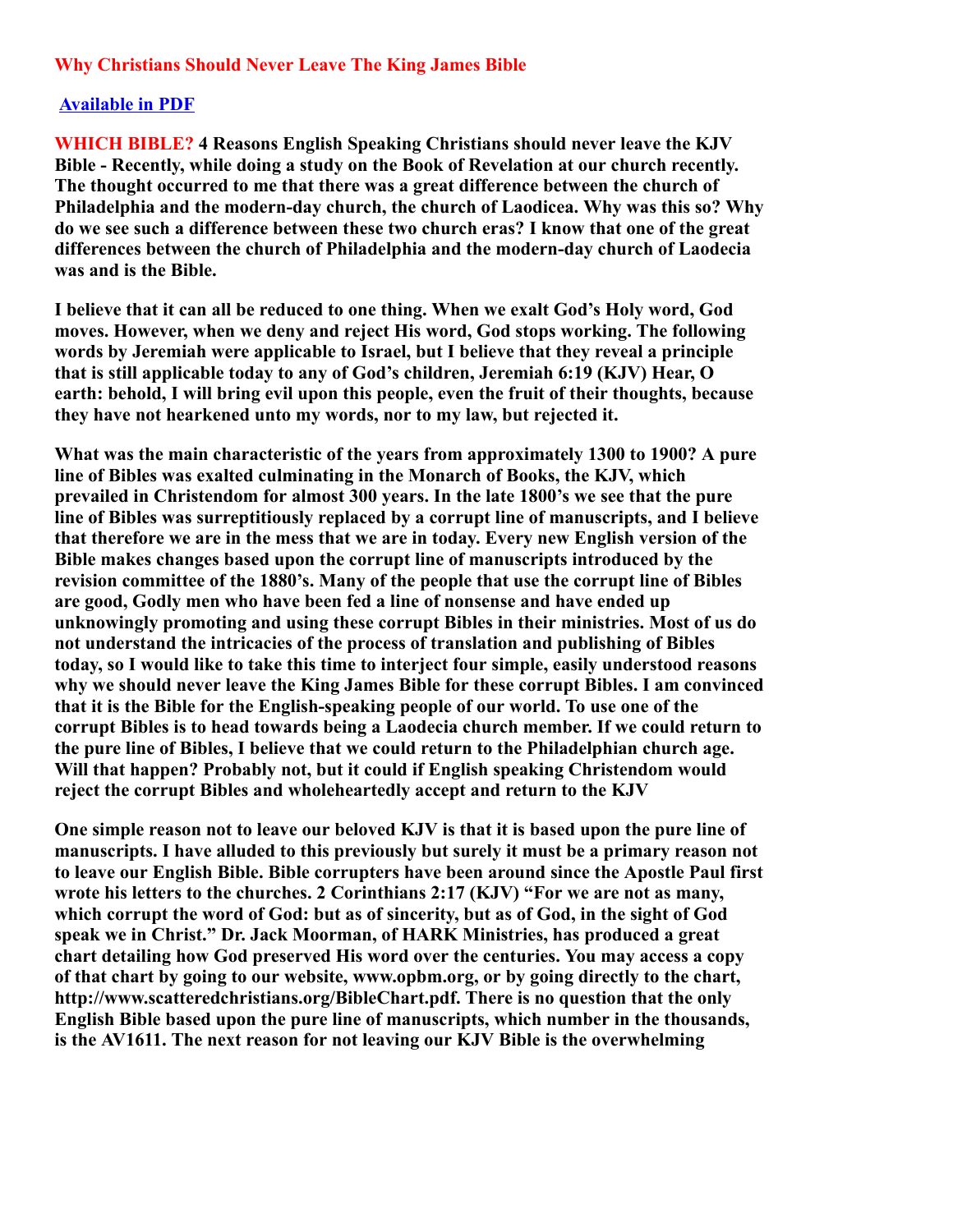# Why Christians Should Never Leave The King James Bible

**Available in PDF**

**WHICH BIBLE? 4 Reasons English Speaking Christians should never leave the KJV Bible - Recently, while doing a study on the Book of Revelation at our church recently. The thought occurred to me that there was a great difference between the church of Philadelphia and the modern-day church, the church of Laodicea. Why was this so? Why do we see such a difference between these two church eras? I know that one of the great differences between the church of Philadelphia and the modern-day church of Laodecia was and is the Bible.**

**I believe that it can all be reduced to one thing. When we exalt God's Holy word, God moves. However, when we deny and reject His word, God stops working. The following words by Jeremiah were applicable to Israel, but I believe that they reveal a principle that is still applicable today to any of God's children, Jeremiah 6:19 (KJV) Hear, O earth: behold, I will bring evil upon this people, even the fruit of their thoughts, because they have not hearkened unto my words, nor to my law, but rejected it.**

**What was the main characteristic of the years from approximately 1300 to 1900? A pure line of Bibles was exalted culminating in the Monarch of Books, the KJV, which prevailed in Christendom for almost 300 years. In the late 1800's we see that the pure line of Bibles was surreptitiously replaced by a corrupt line of manuscripts, and I believe that therefore we are in the mess that we are in today. Every new English version of the Bible makes changes based upon the corrupt line of manuscripts introduced by the revision committee of the 1880's. Many of the people that use the corrupt line of Bibles are good, Godly men who have been fed a line of nonsense and have ended up unknowingly promoting and using these corrupt Bibles in their ministries. Most of us do not understand the intricacies of the process of translation and publishing of Bibles today, so I would like to take this time to interject four simple, easily understood reasons why we should never leave the King James Bible for these corrupt Bibles. I am convinced that it is the Bible for the English-speaking people of our world. To use one of the corrupt Bibles is to head towards being a Laodecia church member. If we could return to the pure line of Bibles, I believe that we could return to the Philadelphian church age. Will that happen? Probably not, but it could if English speaking Christendom would reject the corrupt Bibles and wholeheartedly accept and return to the KJV**

**One simple reason not to leave our beloved KJV is that it is based upon the pure line of manuscripts. I have alluded to this previously but surely it must be a primary reason not to leave our English Bible. Bible corrupters have been around since the Apostle Paul first wrote his letters to the churches. 2 Corinthians 2:17 (KJV) "For we are not as many, which corrupt the word of God: but as of sincerity, but as of God, in the sight of God speak we in Christ." Dr. Jack Moorman, of HARK Ministries, has produced a great chart detailing how God preserved His word over the centuries. You may access a copy of that chart by going to our website, www.opbm.org, or by going directly to the chart, http://www.scatteredchristians.org/BibleChart.pdf. There is no question that the only English Bible based upon the pure line of manuscripts, which number in the thousands, is the AV1611. The next reason for not leaving our KJV Bible is the overwhelming**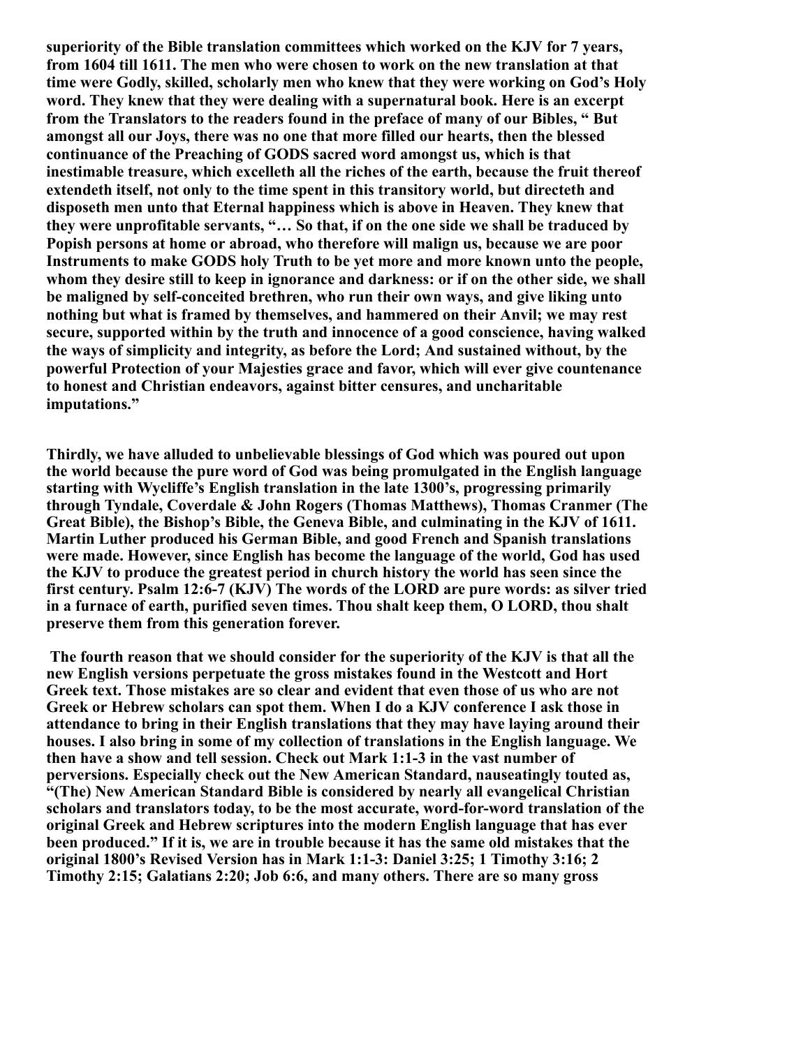**superiority of the Bible translation committees which worked on the KJV for 7 years, from 1604 till 1611. The men who were chosen to work on the new translation at that time were Godly, skilled, scholarly men who knew that they were working on God's Holy word. They knew that they were dealing with a supernatural book. Here is an excerpt from the Translators to the readers found in the preface of many of our Bibles, " But amongst all our Joys, there was no one that more filled our hearts, then the blessed continuance of the Preaching of GODS sacred word amongst us, which is that inestimable treasure, which excelleth all the riches of the earth, because the fruit thereof extendeth itself, not only to the time spent in this transitory world, but directeth and disposeth men unto that Eternal happiness which is above in Heaven. They knew that they were unprofitable servants, "… So that, if on the one side we shall be traduced by Popish persons at home or abroad, who therefore will malign us, because we are poor Instruments to make GODS holy Truth to be yet more and more known unto the people, whom they desire still to keep in ignorance and darkness: or if on the other side, we shall be maligned by self-conceited brethren, who run their own ways, and give liking unto nothing but what is framed by themselves, and hammered on their Anvil; we may rest secure, supported within by the truth and innocence of a good conscience, having walked the ways of simplicity and integrity, as before the Lord; And sustained without, by the powerful Protection of your Majesties grace and favor, which will ever give countenance to honest and Christian endeavors, against bitter censures, and uncharitable imputations."**

**Thirdly, we have alluded to unbelievable blessings of God which was poured out upon the world because the pure word of God was being promulgated in the English language starting with Wycliffe's English translation in the late 1300's, progressing primarily through Tyndale, Coverdale & John Rogers (Thomas Matthews), Thomas Cranmer (The Great Bible), the Bishop's Bible, the Geneva Bible, and culminating in the KJV of 1611. Martin Luther produced his German Bible, and good French and Spanish translations were made. However, since English has become the language of the world, God has used the KJV to produce the greatest period in church history the world has seen since the first century. Psalm 12:6-7 (KJV) The words of the LORD are pure words: as silver tried in a furnace of earth, purified seven times. Thou shalt keep them, O LORD, thou shalt preserve them from this generation forever.**

**The fourth reason that we should consider for the superiority of the KJV is that all the new English versions perpetuate the gross mistakes found in the Westcott and Hort Greek text. Those mistakes are so clear and evident that even those of us who are not Greek or Hebrew scholars can spot them. When I do a KJV conference I ask those in attendance to bring in their English translations that they may have laying around their houses. I also bring in some of my collection of translations in the English language. We then have a show and tell session. Check out Mark 1:1-3 in the vast number of perversions. Especially check out the New American Standard, nauseatingly touted as, "(The) New American Standard Bible is considered by nearly all evangelical Christian scholars and translators today, to be the most accurate, word-for-word translation of the original Greek and Hebrew scriptures into the modern English language that has ever been produced." If it is, we are in trouble because it has the same old mistakes that the original 1800's Revised Version has in Mark 1:1-3: Daniel 3:25; 1 Timothy 3:16; 2 Timothy 2:15; Galatians 2:20; Job 6:6, and many others. There are so many gross**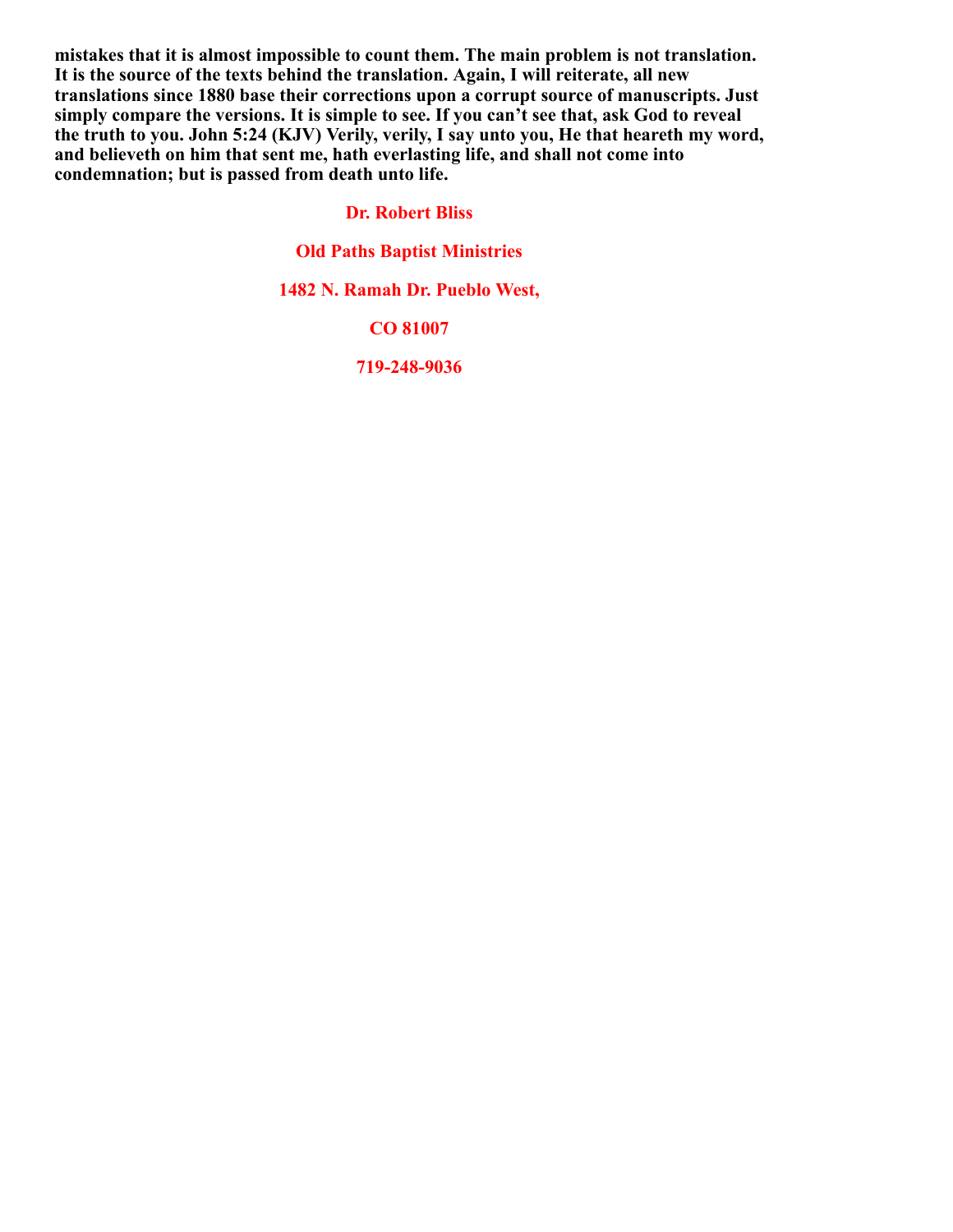**mistakes that it is almost impossible to count them. The main problem is not translation. It is the source of the texts behind the translation. Again, I will reiterate, all new translations since 1880 base their corrections upon a corrupt source of manuscripts. Just simply compare the versions. It is simple to see. If you can't see that, ask God to reveal the truth to you. John 5:24 (KJV) Verily, verily, I say unto you, He that heareth my word, and believeth on him that sent me, hath everlasting life, and shall not come into condemnation; but is passed from death unto life.**

**Dr. Robert Bliss**

**Old Paths Baptist Ministries**

**1482 N. Ramah Dr. Pueblo West,**

**CO 81007**

**719-248-9036**